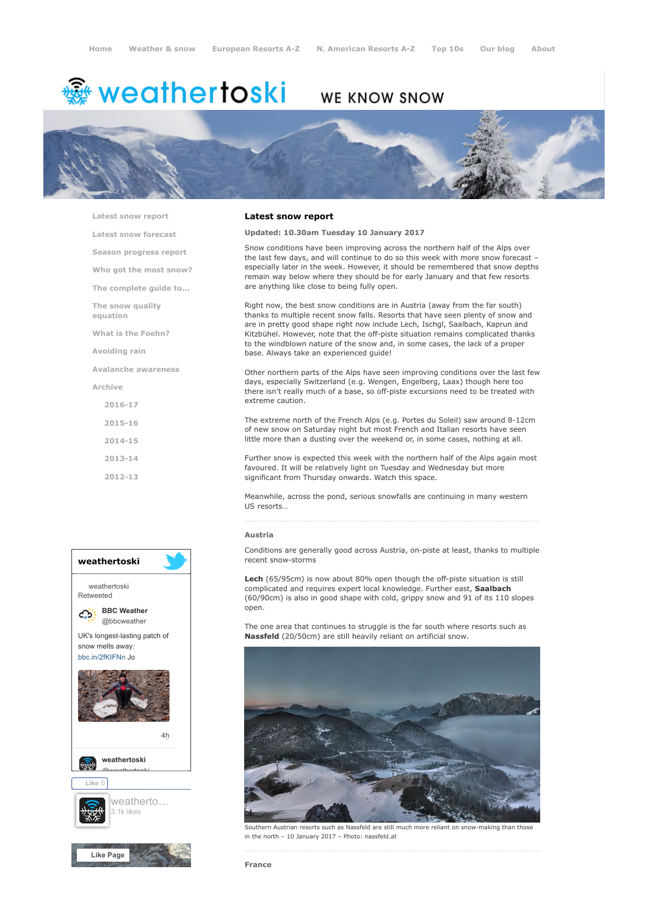Home | Weather & snow | European Resorts A-Z | N. American Resorts A-Z | Top 10s | Our blog | About

# weathertoski

WE KNOW SNOW

- Latest snow report
- Latest snow forecast
- Season progress report
- Who got the most snow?
- The complete guide to...
- The snow quality equation
- What is the Foehn?
- Avoiding rain
- Avalanche awareness
- Archive
  - 2016-17
  - 2015-16
  - 2014-15
  - 2013-14
  - 2012-13

## Latest snow report

**Updated: 10.30am Tuesday 10 January 2017**

Snow conditions have been improving across the northern half of the Alps over the last few days, and will continue to do so this week with more snow forecast – especially later in the week. However, it should be remembered that snow depths remain way below where they should be for early January and that few resorts are anything like close to being fully open.

Right now, the best snow conditions are in Austria (away from the far south) thanks to multiple recent snow falls. Resorts that have seen plenty of snow and are in pretty good shape right now include Lech, Ischgl, Saalbach, Kaprun and Kitzbühel. However, note that the off-piste situation remains complicated thanks to the windblown nature of the snow and, in some cases, the lack of a proper base. Always take an experienced guide!

Other northern parts of the Alps have seen improving conditions over the last few days, especially Switzerland (e.g. Wengen, Engelberg, Laax) though here too there isn't really much of a base, so off-piste excursions need to be treated with extreme caution.

The extreme north of the French Alps (e.g. Portes du Soleil) saw around 8-12cm of new snow on Saturday night but most French and Italian resorts have seen little more than a dusting over the weekend or, in some cases, nothing at all.

Further snow is expected this week with the northern half of the Alps again most favoured. It will be relatively light on Tuesday and Wednesday but more significant from Thursday onwards. Watch this space.

Meanwhile, across the pond, serious snowfalls are continuing in many western US resorts…

### Austria

Conditions are generally good across Austria, on-piste at least, thanks to multiple recent snow-storms

**Lech** (65/95cm) is now about 80% open though the off-piste situation is still complicated and requires expert local knowledge. Further east, **Saalbach** (60/90cm) is also in good shape with cold, grippy snow and 91 of its 110 slopes open.

The one area that continues to struggle is the far south where resorts such as **Nassfeld** (20/50cm) are still heavily reliant on artificial snow.

Southern Austrian resorts such as Nassfeld are still much more reliant on snow-making than those in the north – 10 January 2017 – Photo: nassfeld.at

### France

weathertoski

weathertoski Retweeted

BBC Weather @bbcweather

UK's longest-lasting patch of snow melts away: bbc.in/2fKIFNn Jo

4h

weathertoski @weathertoski

Like 0

weatherto… 3.1k likes

Like Page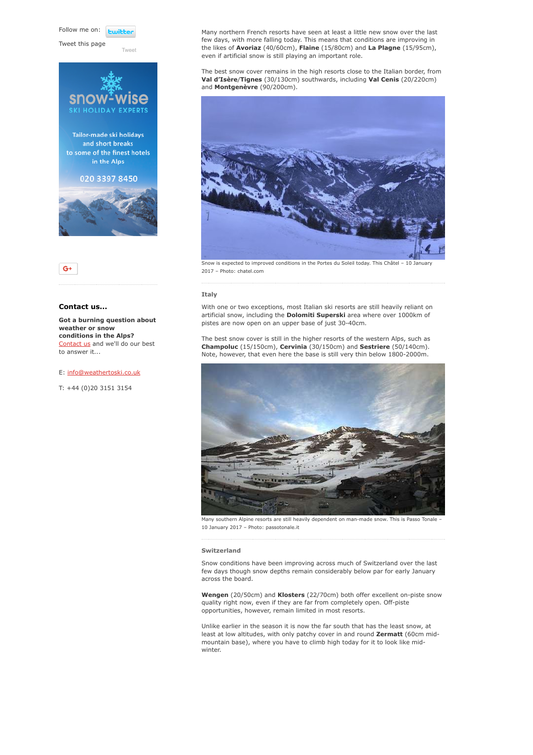Follow me on: twitter

Tweet this page

Tweet

snow-wise SKI HOLIDAY EXPERTS

Tailor-made ski holidays and short breaks to some of the finest hotels in the Alps

020 3397 8450

### Contact us...

**Got a burning question about weather or snow conditions in the Alps?** Contact us and we'll do our best to answer it...

E: info@weathertoski.co.uk

T: +44 (0)20 3151 3154

Many northern French resorts have seen at least a little new snow over the last few days, with more falling today. This means that conditions are improving in the likes of **Avoriaz** (40/60cm), **Flaine** (15/80cm) and **La Plagne** (15/95cm), even if artificial snow is still playing an important role.

The best snow cover remains in the high resorts close to the Italian border, from **Val d'Isère**/**Tignes** (30/130cm) southwards, including **Val Cenis** (20/220cm) and **Montgenèvre** (90/200cm).

Snow is expected to improved conditions in the Portes du Soleil today. This Châtel – 10 January 2017 – Photo: chatel.com

## Italy

With one or two exceptions, most Italian ski resorts are still heavily reliant on artificial snow, including the **Dolomiti Superski** area where over 1000km of pistes are now open on an upper base of just 30-40cm.

The best snow cover is still in the higher resorts of the western Alps, such as **Champoluc** (15/150cm), **Cervinia** (30/150cm) and **Sestriere** (50/140cm). Note, however, that even here the base is still very thin below 1800-2000m.

Many southern Alpine resorts are still heavily dependent on man-made snow. This is Passo Tonale – 10 January 2017 – Photo: passotonale.it

## Switzerland

Snow conditions have been improving across much of Switzerland over the last few days though snow depths remain considerably below par for early January across the board.

**Wengen** (20/50cm) and **Klosters** (22/70cm) both offer excellent on-piste snow quality right now, even if they are far from completely open. Off-piste opportunities, however, remain limited in most resorts.

Unlike earlier in the season it is now the far south that has the least snow, at least at low altitudes, with only patchy cover in and round **Zermatt** (60cm mid-mountain base), where you have to climb high today for it to look like mid-winter.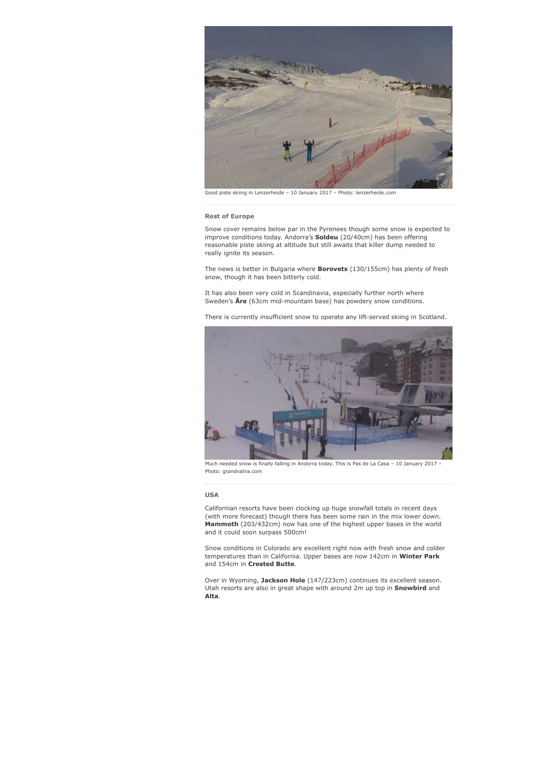Good piste skiing in Lenzerheide – 10 January 2017 – Photo: lenzerheide.com

### Rest of Europe

Snow cover remains below par in the Pyrenees though some snow is expected to improve conditions today. Andorra's **Soldeu** (20/40cm) has been offering reasonable piste skiing at altitude but still awaits that killer dump needed to really ignite its season.

The news is better in Bulgaria where **Borovets** (130/155cm) has plenty of fresh snow, though it has been bitterly cold.

It has also been very cold in Scandinavia, especially further north where Sweden's **Åre** (63cm mid-mountain base) has powdery snow conditions.

There is currently insufficient snow to operate any lift-served skiing in Scotland.

Much needed snow is finally falling in Andorra today. This is Pas de La Casa – 10 January 2017 – Photo: grandvalira.com

### USA

Californian resorts have been clocking up huge snowfall totals in recent days (with more forecast) though there has been some rain in the mix lower down. **Mammoth** (203/432cm) now has one of the highest upper bases in the world and it could soon surpass 500cm!

Snow conditions in Colorado are excellent right now with fresh snow and colder temperatures than in California. Upper bases are now 142cm in **Winter Park** and 154cm in **Crested Butte**.

Over in Wyoming, **Jackson Hole** (147/223cm) continues its excellent season. Utah resorts are also in great shape with around 2m up top in **Snowbird** and **Alta**.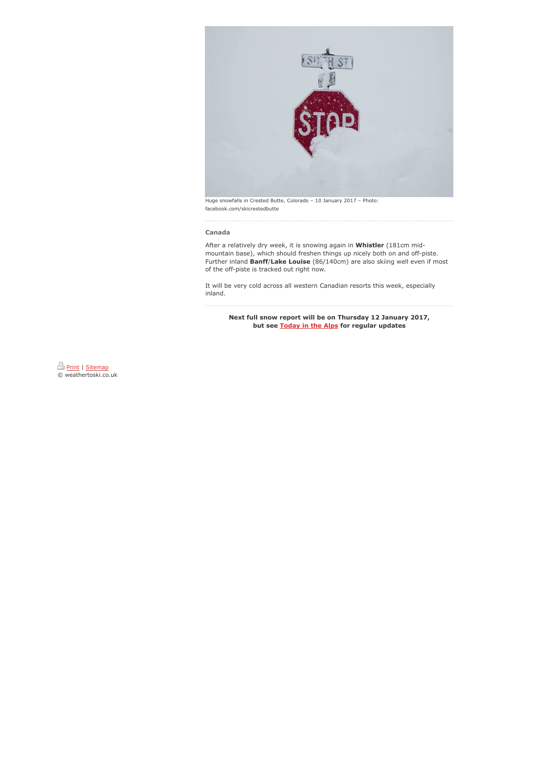Huge snowfalls in Crested Butte, Colorado – 10 January 2017 – Photo: facebook.com/skicrestedbutte

### Canada

After a relatively dry week, it is snowing again in **Whistler** (181cm mid-mountain base), which should freshen things up nicely both on and off-piste. Further inland **Banff**/**Lake Louise** (86/140cm) are also skiing well even if most of the off-piste is tracked out right now.

It will be very cold across all western Canadian resorts this week, especially inland.

**Next full snow report will be on Thursday 12 January 2017, but see Today in the Alps for regular updates**

Print | Sitemap
© weathertoski.co.uk